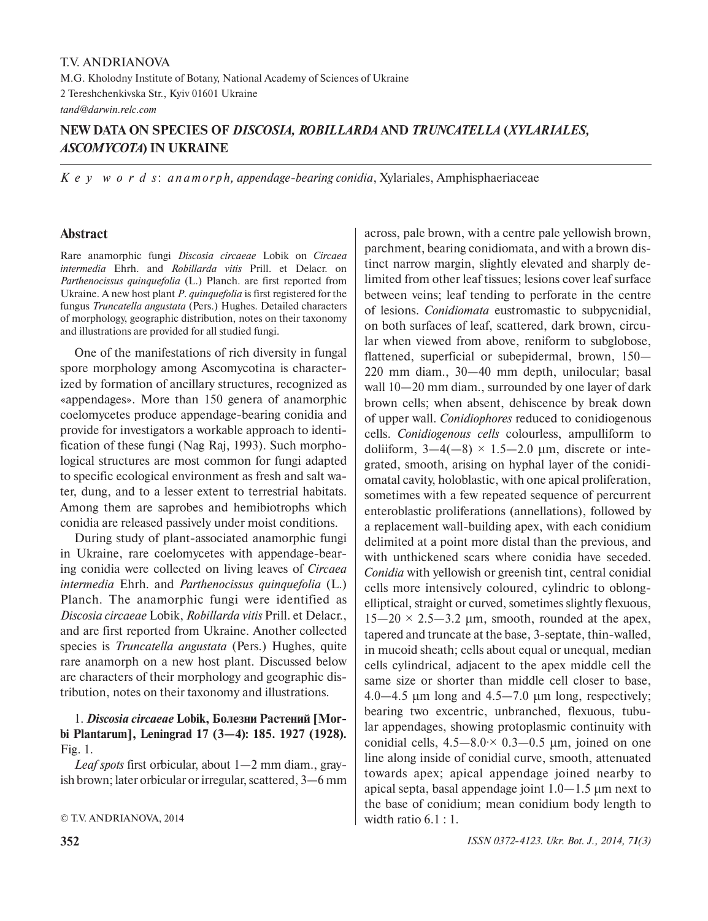T.V. ANDRIANOVA

M.G. Kholodny Institute of Botany, National Academy of Sciences of Ukraine
2 Tereshchenkivska Str., Kyiv 01601 Ukraine
*tand@darwin.relc.com*

# NEW DATA ON SPECIES OF *DISCOSIA*, *ROBILLARDA* AND *TRUNCATELLA* (*XYLARIALES*, *ASCOMYCOTA*) IN UKRAINE

*K e y  w o r d s*: *anamorph, appendage-bearing conidia*, Xylariales, Amphisphaeriaceae

## Abstract

Rare anamorphic fungi *Discosia circaeae* Lobik on *Circaea intermedia* Ehrh. and *Robillarda vitis* Prill. et Delacr. on *Parthenocissus quinquefolia* (L.) Planch. are first reported from Ukraine. A new host plant *P. quinquefolia* is first registered for the fungus *Truncatella angustata* (Pers.) Hughes. Detailed characters of morphology, geographic distribution, notes on their taxonomy and illustrations are provided for all studied fungi.

One of the manifestations of rich diversity in fungal spore morphology among Ascomycotina is characterized by formation of ancillary structures, recognized as «appendages». More than 150 genera of anamorphic coelomycetes produce appendage-bearing conidia and provide for investigators a workable approach to identification of these fungi (Nag Raj, 1993). Such morphological structures are most common for fungi adapted to specific ecological environment as fresh and salt water, dung, and to a lesser extent to terrestrial habitats. Among them are saprobes and hemibiotrophs which conidia are released passively under moist conditions.

During study of plant-associated anamorphic fungi in Ukraine, rare coelomycetes with appendage-bearing conidia were collected on living leaves of *Circaea intermedia* Ehrh. and *Parthenocissus quinquefolia* (L.) Planch. The anamorphic fungi were identified as *Discosia circaeae* Lobik, *Robillarda vitis* Prill. et Delacr., and are first reported from Ukraine. Another collected species is *Truncatella angustata* (Pers.) Hughes, quite rare anamorph on a new host plant. Discussed below are characters of their morphology and geographic distribution, notes on their taxonomy and illustrations.

**1. *Discosia circaeae* Lobik, Болезни Растений [Morbi Plantarum], Leningrad 17 (3—4): 185. 1927 (1928).** Fig. 1.

*Leaf spots* first orbicular, about 1—2 mm diam., grayish brown; later orbicular or irregular, scattered, 3—6 mm across, pale brown, with a centre pale yellowish brown, parchment, bearing conidiomata, and with a brown distinct narrow margin, slightly elevated and sharply delimited from other leaf tissues; lesions cover leaf surface between veins; leaf tending to perforate in the centre of lesions. *Conidiomata* eustromastic to subpycnidial, on both surfaces of leaf, scattered, dark brown, circular when viewed from above, reniform to subglobose, flattened, superficial or subepidermal, brown, 150—220 mm diam., 30—40 mm depth, unilocular; basal wall 10—20 mm diam., surrounded by one layer of dark brown cells; when absent, dehiscence by break down of upper wall. *Conidiophores* reduced to conidiogenous cells. *Conidiogenous cells* colourless, ampulliform to doliiform, 3—4(—8) × 1.5—2.0 μm, discrete or integrated, smooth, arising on hyphal layer of the conidiomatal cavity, holoblastic, with one apical proliferation, sometimes with a few repeated sequence of percurrent enteroblastic proliferations (annellations), followed by a replacement wall-building apex, with each conidium delimited at a point more distal than the previous, and with unthickened scars where conidia have seceded. *Conidia* with yellowish or greenish tint, central conidial cells more intensively coloured, cylindric to oblong-elliptical, straight or curved, sometimes slightly flexuous, 15—20 × 2.5—3.2 μm, smooth, rounded at the apex, tapered and truncate at the base, 3-septate, thin-walled, in mucoid sheath; cells about equal or unequal, median cells cylindrical, adjacent to the apex middle cell the same size or shorter than middle cell closer to base, 4.0—4.5 μm long and 4.5—7.0 μm long, respectively; bearing two excentric, unbranched, flexuous, tubular appendages, showing protoplasmic continuity with conidial cells, 4.5—8.0·× 0.3—0.5 μm, joined on one line along inside of conidial curve, smooth, attenuated towards apex; apical appendage joined nearby to apical septa, basal appendage joint 1.0—1.5 μm next to the base of conidium; mean conidium body length to width ratio 6.1 : 1.

© T.V. ANDRIANOVA, 2014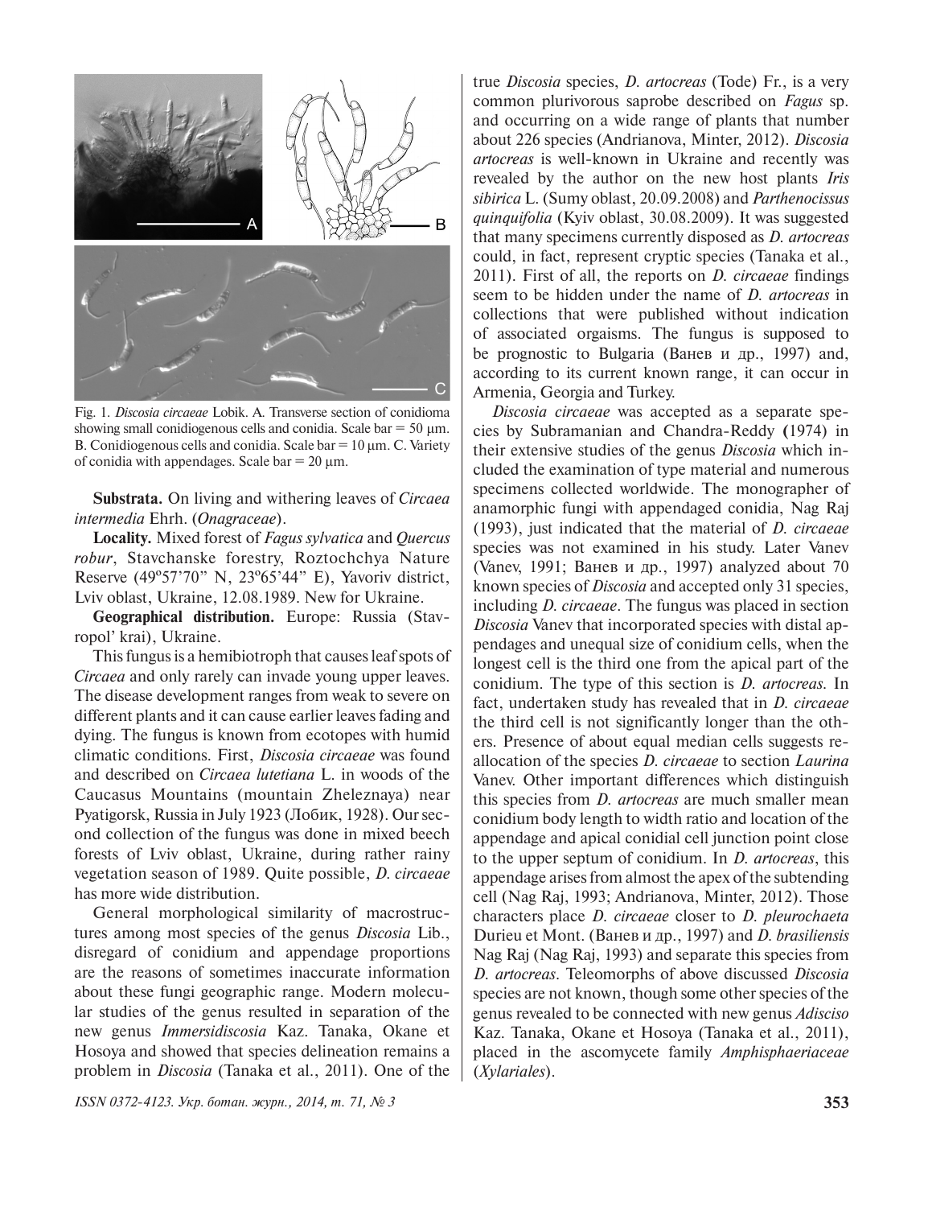Fig. 1. *Discosia circaeae* Lobik. A. Transverse section of conidioma showing small conidiogenous cells and conidia. Scale bar = 50 μm. B. Conidiogenous cells and conidia. Scale bar = 10 μm. C. Variety of conidia with appendages. Scale bar = 20 μm.

**Substrata.** On living and withering leaves of *Circaea intermedia* Ehrh. (*Onagraceae*).

**Locality.** Mixed forest of *Fagus sylvatica* and *Quercus robur*, Stavchanske forestry, Roztochchya Nature Reserve (49º57'70" N, 23º65'44" E), Yavoriv district, Lviv oblast, Ukraine, 12.08.1989. New for Ukraine.

**Geographical distribution.** Europe: Russia (Stavropol' krai), Ukraine.

This fungus is a hemibiotroph that causes leaf spots of *Circaea* and only rarely can invade young upper leaves. The disease development ranges from weak to severe on different plants and it can cause earlier leaves fading and dying. The fungus is known from ecotopes with humid climatic conditions. First, *Discosia circaeae* was found and described on *Circaea lutetiana* L. in woods of the Caucasus Mountains (mountain Zheleznaya) near Pyatigorsk, Russia in July 1923 (Лобик, 1928). Our second collection of the fungus was done in mixed beech forests of Lviv oblast, Ukraine, during rather rainy vegetation season of 1989. Quite possible, *D. circaeae* has more wide distribution.

General morphological similarity of macrostructures among most species of the genus *Discosia* Lib., disregard of conidium and appendage proportions are the reasons of sometimes inaccurate information about these fungi geographic range. Modern molecular studies of the genus resulted in separation of the new genus *Immersidiscosia* Kaz. Tanaka, Okane et Hosoya and showed that species delineation remains a problem in *Discosia* (Tanaka et al., 2011). One of the true *Discosia* species, *D. artocreas* (Tode) Fr., is a very common plurivorous saprobe described on *Fagus* sp. and occurring on a wide range of plants that number about 226 species (Andrianova, Minter, 2012). *Discosia artocreas* is well-known in Ukraine and recently was revealed by the author on the new host plants *Iris sibirica* L. (Sumy oblast, 20.09.2008) and *Parthenocissus quinquifolia* (Kyiv oblast, 30.08.2009). It was suggested that many specimens currently disposed as *D. artocreas* could, in fact, represent cryptic species (Tanaka et al., 2011). First of all, the reports on *D. circaeae* findings seem to be hidden under the name of *D. artocreas* in collections that were published without indication of associated orgaisms. The fungus is supposed to be prognostic to Bulgaria (Ванев и др., 1997) and, according to its current known range, it can occur in Armenia, Georgia and Turkey.

*Discosia circaeae* was accepted as a separate species by Subramanian and Chandra-Reddy (1974) in their extensive studies of the genus *Discosia* which included the examination of type material and numerous specimens collected worldwide. The monographer of anamorphic fungi with appendaged conidia, Nag Raj (1993), just indicated that the material of *D. circaeae* species was not examined in his study. Later Vanev (Vanev, 1991; Ванев и др., 1997) analyzed about 70 known species of *Discosia* and accepted only 31 species, including *D. circaeae*. The fungus was placed in section *Discosia* Vanev that incorporated species with distal appendages and unequal size of conidium cells, when the longest cell is the third one from the apical part of the conidium. The type of this section is *D. artocreas*. In fact, undertaken study has revealed that in *D. circaeae* the third cell is not significantly longer than the others. Presence of about equal median cells suggests reallocation of the species *D. circaeae* to section *Laurina* Vanev. Other important differences which distinguish this species from *D. artocreas* are much smaller mean conidium body length to width ratio and location of the appendage and apical conidial cell junction point close to the upper septum of conidium. In *D. artocreas*, this appendage arises from almost the apex of the subtending cell (Nag Raj, 1993; Andrianova, Minter, 2012). Those characters place *D. circaeae* closer to *D. pleurochaeta* Durieu et Mont. (Ванев и др., 1997) and *D. brasiliensis* Nag Raj (Nag Raj, 1993) and separate this species from *D. artocreas*. Teleomorphs of above discussed *Discosia* species are not known, though some other species of the genus revealed to be connected with new genus *Adisciso* Kaz. Tanaka, Okane et Hosoya (Tanaka et al., 2011), placed in the ascomycete family *Amphisphaeriaceae* (*Xylariales*).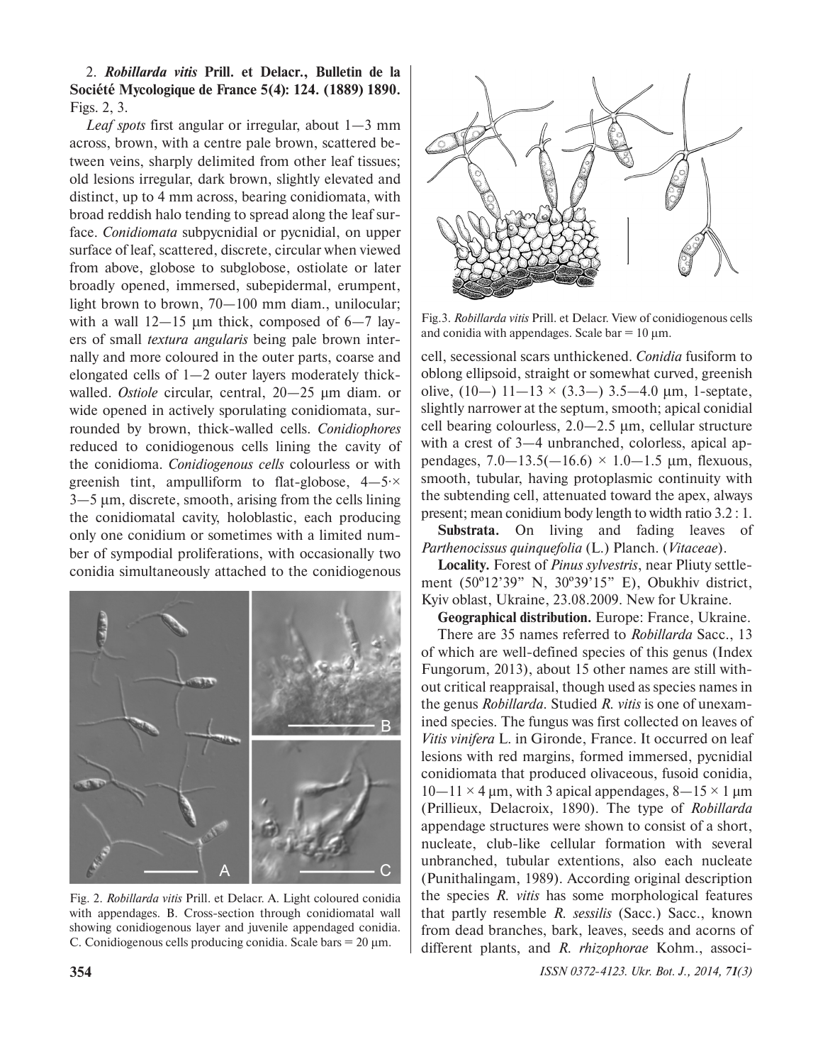2. ***Robillarda vitis* Prill. et Delacr., Bulletin de la Société Mycologique de France 5(4): 124. (1889) 1890.** Figs. 2, 3.

*Leaf spots* first angular or irregular, about 1—3 mm across, brown, with a centre pale brown, scattered between veins, sharply delimited from other leaf tissues; old lesions irregular, dark brown, slightly elevated and distinct, up to 4 mm across, bearing conidiomata, with broad reddish halo tending to spread along the leaf surface. *Conidiomata* subpycnidial or pycnidial, on upper surface of leaf, scattered, discrete, circular when viewed from above, globose to subglobose, ostiolate or later broadly opened, immersed, subepidermal, erumpent, light brown to brown, 70—100 mm diam., unilocular; with a wall 12—15 μm thick, composed of 6—7 layers of small *textura angularis* being pale brown internally and more coloured in the outer parts, coarse and elongated cells of 1—2 outer layers moderately thick-walled. *Ostiole* circular, central, 20—25 μm diam. or wide opened in actively sporulating conidiomata, surrounded by brown, thick-walled cells. *Conidiophores* reduced to conidiogenous cells lining the cavity of the conidioma. *Conidiogenous cells* colourless or with greenish tint, ampulliform to flat-globose, 4—5·× 3—5 μm, discrete, smooth, arising from the cells lining the conidiomatal cavity, holoblastic, each producing only one conidium or sometimes with a limited number of sympodial proliferations, with occasionally two conidia simultaneously attached to the conidiogenous cell, secessional scars unthickened. *Conidia* fusiform to oblong ellipsoid, straight or somewhat curved, greenish olive, (10—) 11—13 × (3.3—) 3.5—4.0 μm, 1-septate, slightly narrower at the septum, smooth; apical conidial cell bearing colourless, 2.0—2.5 μm, cellular structure with a crest of 3—4 unbranched, colorless, apical appendages, 7.0—13.5(—16.6) × 1.0—1.5 μm, flexuous, smooth, tubular, having protoplasmic continuity with the subtending cell, attenuated toward the apex, always present; mean conidium body length to width ratio 3.2 : 1.

Fig. 2. *Robillarda vitis* Prill. et Delacr. A. Light coloured conidia with appendages. B. Cross-section through conidiomatal wall showing conidiogenous layer and juvenile appendaged conidia. C. Conidiogenous cells producing conidia. Scale bars = 20 μm.

Fig.3. *Robillarda vitis* Prill. et Delacr. View of conidiogenous cells and conidia with appendages. Scale bar = 10 μm.

**Substrata.** On living and fading leaves of *Parthenocissus quinquefolia* (L.) Planch. (*Vitaceae*).

**Locality.** Forest of *Pinus sylvestris*, near Pliuty settlement (50º12'39" N, 30º39'15" E), Obukhiv district, Kyiv oblast, Ukraine, 23.08.2009. New for Ukraine.

**Geographical distribution.** Europe: France, Ukraine.

There are 35 names referred to *Robillarda* Sacc., 13 of which are well-defined species of this genus (Index Fungorum, 2013), about 15 other names are still without critical reappraisal, though used as species names in the genus *Robillarda*. Studied *R. vitis* is one of unexamined species. The fungus was first collected on leaves of *Vitis vinifera* L. in Gironde, France. It occurred on leaf lesions with red margins, formed immersed, pycnidial conidiomata that produced olivaceous, fusoid conidia, 10—11 × 4 μm, with 3 apical appendages, 8—15 × 1 μm (Prillieux, Delacroix, 1890). The type of *Robillarda* appendage structures were shown to consist of a short, nucleate, club-like cellular formation with several unbranched, tubular extentions, also each nucleate (Punithalingam, 1989). According original description the species *R. vitis* has some morphological features that partly resemble *R. sessilis* (Sacc.) Sacc., known from dead branches, bark, leaves, seeds and acorns of different plants, and *R. rhizophorae* Kohm., associ-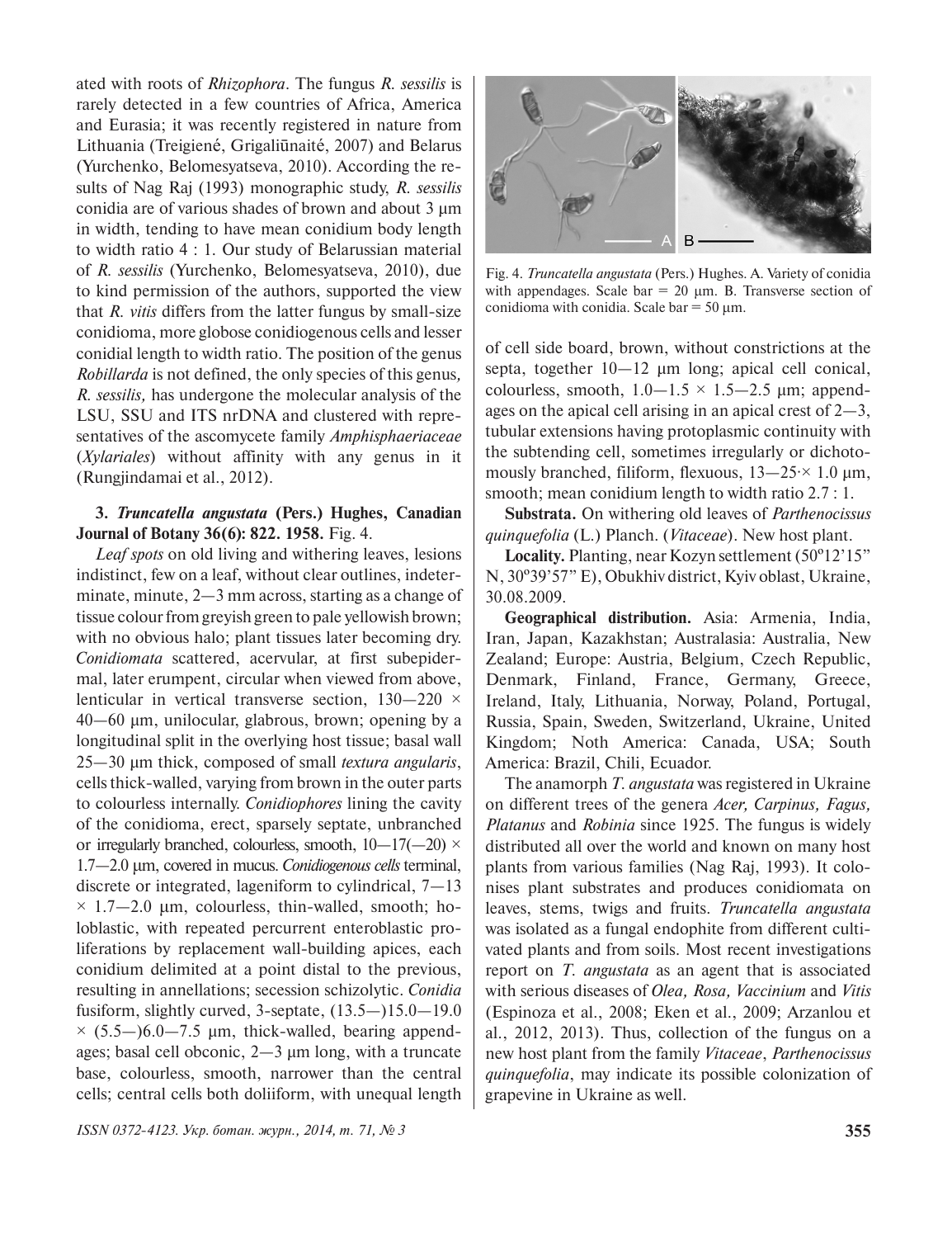ated with roots of *Rhizophora*. The fungus *R. sessilis* is rarely detected in a few countries of Africa, America and Eurasia; it was recently registered in nature from Lithuania (Treigienė, Grigaliūnaitė, 2007) and Belarus (Yurchenko, Belomesyatseva, 2010). According the results of Nag Raj (1993) monographic study, *R. sessilis* conidia are of various shades of brown and about 3 μm in width, tending to have mean conidium body length to width ratio 4 : 1. Our study of Belarussian material of *R. sessilis* (Yurchenko, Belomesyatseva, 2010), due to kind permission of the authors, supported the view that *R. vitis* differs from the latter fungus by small-size conidioma, more globose conidiogenous cells and lesser conidial length to width ratio. The position of the genus *Robillarda* is not defined, the only species of this genus, *R. sessilis,* has undergone the molecular analysis of the LSU, SSU and ITS nrDNA and clustered with representatives of the ascomycete family *Amphisphaeriaceae* (*Xylariales*) without affinity with any genus in it (Rungjindamai et al., 2012).

**3. *Truncatella angustata* (Pers.) Hughes, Canadian Journal of Botany 36(6): 822. 1958.** Fig. 4.

*Leaf spots* on old living and withering leaves, lesions indistinct, few on a leaf, without clear outlines, indeterminate, minute, 2—3 mm across, starting as a change of tissue colour from greyish green to pale yellowish brown; with no obvious halo; plant tissues later becoming dry. *Conidiomata* scattered, acervular, at first subepidermal, later erumpent, circular when viewed from above, lenticular in vertical transverse section, 130—220 × 40—60 μm, unilocular, glabrous, brown; opening by a longitudinal split in the overlying host tissue; basal wall 25—30 μm thick, composed of small *textura angularis*, cells thick-walled, varying from brown in the outer parts to colourless internally. *Conidiophores* lining the cavity of the conidioma, erect, sparsely septate, unbranched or irregularly branched, colourless, smooth, 10—17(—20) × 1.7—2.0 μm, covered in mucus. *Conidiogenous cells* terminal, discrete or integrated, lageniform to cylindrical, 7—13 × 1.7—2.0 μm, colourless, thin-walled, smooth; holoblastic, with repeated percurrent enteroblastic proliferations by replacement wall-building apices, each conidium delimited at a point distal to the previous, resulting in annellations; secession schizolytic. *Conidia* fusiform, slightly curved, 3-septate, (13.5—)15.0—19.0 × (5.5—)6.0—7.5 μm, thick-walled, bearing appendages; basal cell obconic, 2—3 μm long, with a truncate base, colourless, smooth, narrower than the central cells; central cells both doliiform, with unequal length of cell side board, brown, without constrictions at the septa, together 10—12 μm long; apical cell conical, colourless, smooth, 1.0—1.5 × 1.5—2.5 μm; appendages on the apical cell arising in an apical crest of 2—3, tubular extensions having protoplasmic continuity with the subtending cell, sometimes irregularly or dichotomously branched, filiform, flexuous, 13—25·× 1.0 μm, smooth; mean conidium length to width ratio 2.7 : 1.

Fig. 4. *Truncatella angustata* (Pers.) Hughes. A. Variety of conidia with appendages. Scale bar = 20 μm. B. Transverse section of conidioma with conidia. Scale bar = 50 μm.

**Substrata.** On withering old leaves of *Parthenocissus quinquefolia* (L.) Planch. (*Vitaceae*). New host plant.

**Locality.** Planting, near Kozyn settlement (50º12'15" N, 30º39'57" E), Obukhiv district, Kyiv oblast, Ukraine, 30.08.2009.

**Geographical distribution.** Asia: Armenia, India, Iran, Japan, Kazakhstan; Australasia: Australia, New Zealand; Europe: Austria, Belgium, Czech Republic, Denmark, Finland, France, Germany, Greece, Ireland, Italy, Lithuania, Norway, Poland, Portugal, Russia, Spain, Sweden, Switzerland, Ukraine, United Kingdom; Noth America: Canada, USA; South America: Brazil, Chili, Ecuador.

The anamorph *T. angustata* was registered in Ukraine on different trees of the genera *Acer, Carpinus, Fagus, Platanus* and *Robinia* since 1925. The fungus is widely distributed all over the world and known on many host plants from various families (Nag Raj, 1993). It colonises plant substrates and produces conidiomata on leaves, stems, twigs and fruits. *Truncatella angustata* was isolated as a fungal endophyte from different cultivated plants and from soils. Most recent investigations report on *T. angustata* as an agent that is associated with serious diseases of *Olea, Rosa, Vaccinium* and *Vitis* (Espinoza et al., 2008; Eken et al., 2009; Arzanlou et al., 2012, 2013). Thus, collection of the fungus on a new host plant from the family *Vitaceae*, *Parthenocissus quinquefolia*, may indicate its possible colonization of grapevine in Ukraine as well.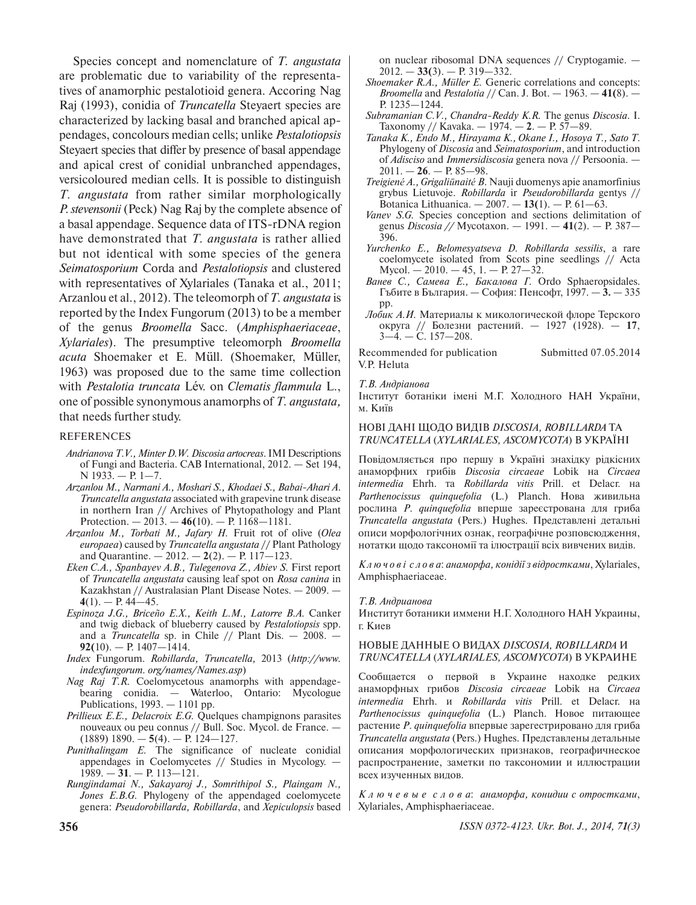Species concept and nomenclature of *T. angustata* are problematic due to variability of the representatives of anamorphic pestalotioid genera. Accoring Nag Raj (1993), conidia of *Truncatella* Steyaert species are characterized by lacking basal and branched apical appendages, concolours median cells; unlike *Pestalotiopsis* Steyaert species that differ by presence of basal appendage and apical crest of conidial unbranched appendages, versicoloured median cells. It is possible to distinguish *T. angustata* from rather similar morphologically *P. stevensonii* (Peck) Nag Raj by the complete absence of a basal appendage. Sequence data of ITS-rDNA region have demonstrated that *T. angustata* is rather allied but not identical with some species of the genera *Seimatosporium* Corda and *Pestalotiopsis* and clustered with representatives of Xylariales (Tanaka et al., 2011; Arzanlou et al., 2012). The teleomorph of *T. angustata* is reported by the Index Fungorum (2013) to be a member of the genus *Broomella* Sacc. (*Amphisphaeriaceae*, *Xylariales*). The presumptive teleomorph *Broomella acuta* Shoemaker et E. Müll. (Shoemaker, Müller, 1963) was proposed due to the same time collection with *Pestalotia truncata* Lév. on *Clematis flammula* L., one of possible synonymous anamorphs of *T. angustata*, that needs further study.

## REFERENCES

*Andrianova T.V., Minter D.W. Discosia artocreas*. IMI Descriptions of Fungi and Bacteria. CAB International, 2012. — Set 194, N 1933. — P. 1—7.

*Arzanlou M., Narmani A., Moshari S., Khodaei S., Babai-Ahari A. Truncatella angustata* associated with grapevine trunk disease in northern Iran // Archives of Phytopathology and Plant Protection. — 2013. — **46(**10). — P. 1168—1181.

*Arzanlou M., Torbati M., Jafary H.* Fruit rot of olive (*Olea europaea*) caused by *Truncatella angustata* // Plant Pathology and Quarantine. — 2012. — **2**(2). — P. 117—123.

*Eken C.A., Spanbayev A.B., Tulegenova Z., Abiev S.* First report of *Truncatella angustata* causing leaf spot on *Rosa canina* in Kazakhstan // Australasian Plant Disease Notes. — 2009. — **4**(1). — P. 44—45.

*Espinoza J.G., Briceño E.X., Keith L.M., Latorre B.A.* Canker and twig dieback of blueberry caused by *Pestalotiopsis* spp. and a *Truncatella* sp. in Chile // Plant Dis. — 2008. — **92(**10). — P. 1407—1414.

*Index* Fungorum. *Robillarda, Truncatella,* 2013 (*http://www.indexfungorum. org/names/Names.asp*)

*Nag Raj T.R.* Coelomycetous anamorphs with appendage-bearing conidia. — Waterloo, Ontario: Mycologue Publications, 1993. — 1101 pp.

*Prillieux E.E., Delacroix E.G.* Quelques champignons parasites nouveaux ou peu connus // Bull. Soc. Mycol. de France. — (1889) 1890. — **5**(4). — P. 124—127.

*Punithalingam E.* The significance of nucleate conidial appendages in Coelomycetes // Studies in Mycology. — 1989. — **31**. — P. 113—121.

*Rungjindamai N., Sakayaroj J., Somrithipol S., Plaingam N., Jones E.B.G.* Phylogeny of the appendaged coelomycete genera: *Pseudorobillarda, Robillarda*, and *Xepiculopsis* based on nuclear ribosomal DNA sequences // Cryptogamie. — 2012. — **33(**3). — P. 319—332.

*Shoemaker R.A., Müller E.* Generic correlations and concepts: *Broomella* and *Pestalotia* // Can. J. Bot. — 1963. — **41**(8). — P. 1235—1244.

*Subramanian C.V., Chandra-Reddy K.R.* The genus *Discosia*. I. Taxonomy // Kavaka. — 1974. — **2**. — P. 57—89.

*Tanaka K., Endo M., Hirayama K., Okane I., Hosoya T., Sato T.* Phylogeny of *Discosia* and *Seimatosporium*, and introduction of *Adisciso* and *Immersidiscosia* genera nova // Persoonia. — 2011. — **26**. — P. 85—98.

*Treigienė A., Grigaliūnaitė B.* Nauji duomenys apie anamorfinius grybus Lietuvoje. *Robillarda* ir *Pseudorobillarda* gentys // Botanica Lithuanica. — 2007. — **13(**1). — P. 61—63.

*Vanev S.G.* Species conception and sections delimitation of genus *Discosia //* Mycotaxon. — 1991. — **41**(2). — P. 387—396.

*Yurchenko E., Belomesyatseva D. Robillarda sessilis*, a rare coelomycete isolated from Scots pine seedlings // Acta Mycol. — 2010. — 45, 1. — P. 27—32.

*Ванев С., Самева Е., Бакалова Г.* Ordo Sphaeropsidales. Гъбите в България. — София: Пенсофт, 1997. — **3.** — 335 pp.

*Лобик А.И.* Материалы к микологической флоре Терского округа // Болезни растений. — 1927 (1928). — **17**, 3—4. — С. 157—208.

Recommended for publication
V.P. Heluta

Submitted 07.05.2014

*Т.В. Андріанова*

Інститут ботаніки імені М.Г. Холодного НАН України, м. Київ

НОВІ ДАНІ ЩОДО ВИДІВ *DISCOSIA, ROBILLARDA* ТА *TRUNCATELLA* (*XYLARIALES, ASCOMYCOTA*) В УКРАЇНІ

Повідомляється про першу в Україні знахідку рідкісних анаморфних грибів *Discosia circaeae* Lobik на *Circaea intermedia* Ehrh. та *Robillarda vitis* Prill. et Delacr. на *Parthenocissus quinquefolia* (L.) Planch. Нова живильна рослина *P. quinquefolia* вперше зареєстрована для гриба *Truncatella angustata* (Pers.) Hughes. Представлені детальні описи морфологічних ознак, географічне розповсюдження, нотатки щодо таксономії та ілюстрації всіх вивчених видів.

*К л ю ч о в і  с л о в а*: *анаморфа, конідії з відростками*, Xylariales, Amphisphaeriaceae.

*Т.В. Андрианова*

Институт ботаники иммени Н.Г. Холодного НАН Украины, г. Киев

НОВЫЕ ДАННЫЕ О ВИДАХ *DISCOSIA, ROBILLARDA* И *TRUNCATELLA* (*XYLARIALES, ASCOMYCOTA*) В УКРАИНЕ

Сообщается о первой в Украине находке редких анаморфных грибов *Discosia circaeae* Lobik на *Circaea intermedia* Ehrh. и *Robillarda vitis* Prill. et Delacr. на *Parthenocissus quinquefolia* (L.) Planch. Новое питающее растение *P. quinquefolia* впервые зарегистрировано для гриба *Truncatella angustata* (Pers.) Hughes. Представлены детальные описания морфологических признаков, географичнеское распространение, заметки по таксономии и иллюстрации всех изученных видов.

*К л ю ч е в ы е  с л о в а*: *анаморфа, конидии с отростками*, Xylariales, Amphisphaeriaceae.